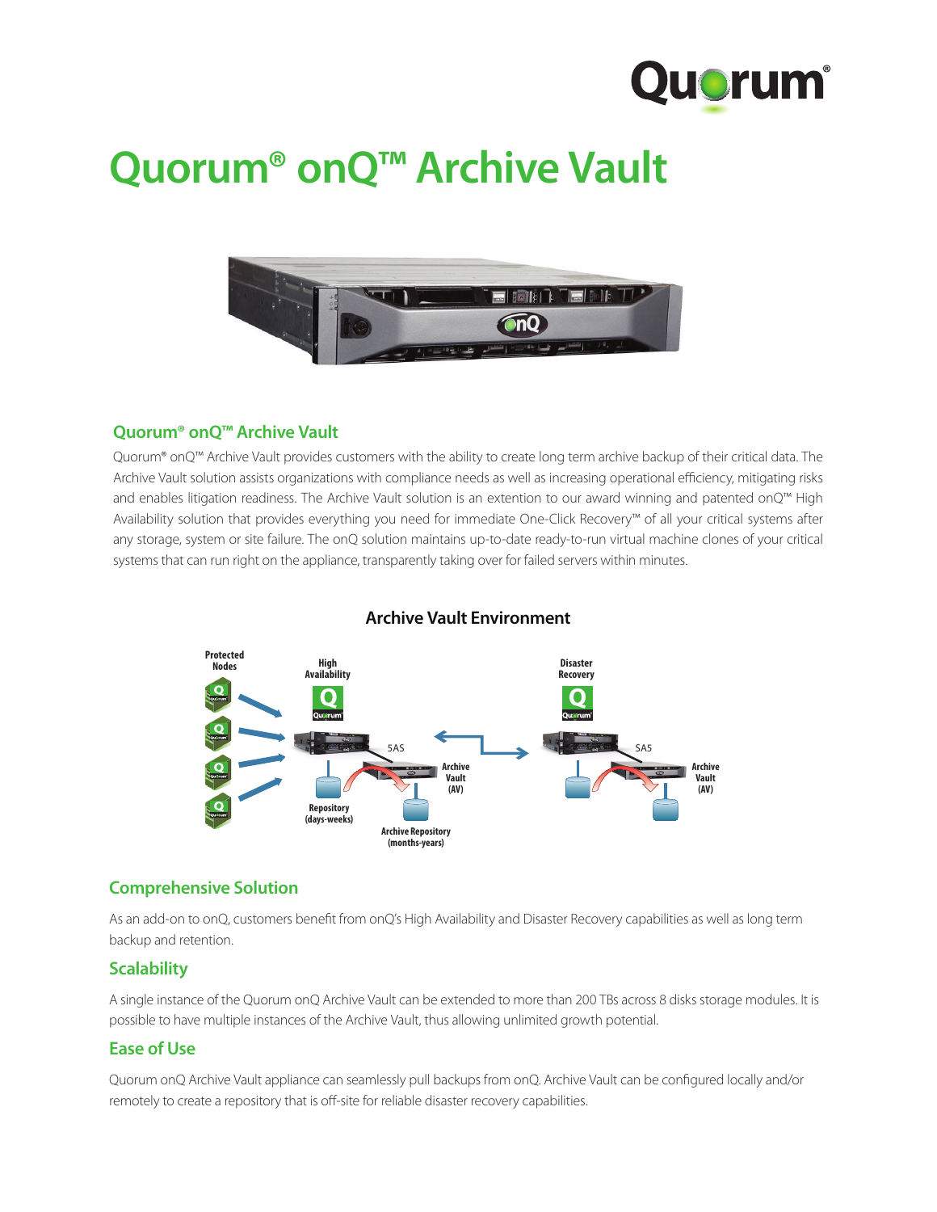# Quorum® onQ™ Archive Vault

## Quorum® onQ™ Archive Vault

Quorum® onQ™ Archive Vault provides customers with the ability to create long term archive backup of their critical data. The Archive Vault solution assists organizations with compliance needs as well as increasing operational efficiency, mitigating risks and enables litigation readiness. The Archive Vault solution is an extention to our award winning and patented onQ™ High Availability solution that provides everything you need for immediate One-Click Recovery™ of all your critical systems after any storage, system or site failure. The onQ solution maintains up-to-date ready-to-run virtual machine clones of your critical systems that can run right on the appliance, transparently taking over for failed servers within minutes.

**Archive Vault Environment**

Protected Nodes

High Availability

Disaster Recovery

5AS

SA5

Archive Vault (AV)

Archive Vault (AV)

Repository (days-weeks)

Archive Repository (months-years)

## Comprehensive Solution

As an add-on to onQ, customers benefit from onQ's High Availability and Disaster Recovery capabilities as well as long term backup and retention.

## Scalability

A single instance of the Quorum onQ Archive Vault can be extended to more than 200 TBs across 8 disks storage modules. It is possible to have multiple instances of the Archive Vault, thus allowing unlimited growth potential.

## Ease of Use

Quorum onQ Archive Vault appliance can seamlessly pull backups from onQ. Archive Vault can be configured locally and/or remotely to create a repository that is off-site for reliable disaster recovery capabilities.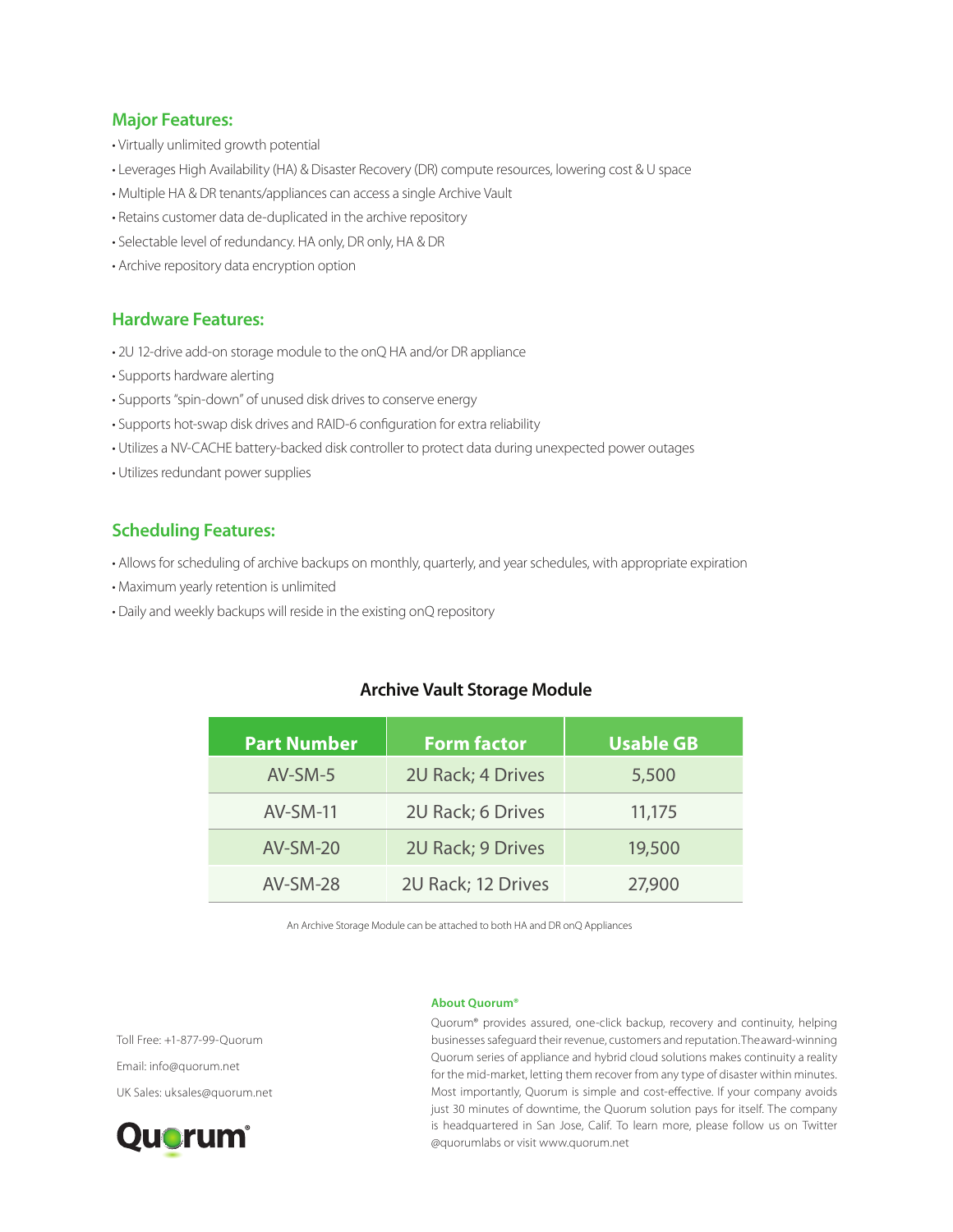## Major Features:

- Virtually unlimited growth potential
- Leverages High Availability (HA) & Disaster Recovery (DR) compute resources, lowering cost & U space
- Multiple HA & DR tenants/appliances can access a single Archive Vault
- Retains customer data de-duplicated in the archive repository
- Selectable level of redundancy. HA only, DR only, HA & DR
- Archive repository data encryption option

## Hardware Features:

- 2U 12-drive add-on storage module to the onQ HA and/or DR appliance
- Supports hardware alerting
- Supports "spin-down" of unused disk drives to conserve energy
- Supports hot-swap disk drives and RAID-6 configuration for extra reliability
- Utilizes a NV-CACHE battery-backed disk controller to protect data during unexpected power outages
- Utilizes redundant power supplies

## Scheduling Features:

- Allows for scheduling of archive backups on monthly, quarterly, and year schedules, with appropriate expiration
- Maximum yearly retention is unlimited
- Daily and weekly backups will reside in the existing onQ repository

### Archive Vault Storage Module

| Part Number | Form factor | Usable GB |
|---|---|---|
| AV-SM-5 | 2U Rack; 4 Drives | 5,500 |
| AV-SM-11 | 2U Rack; 6 Drives | 11,175 |
| AV-SM-20 | 2U Rack; 9 Drives | 19,500 |
| AV-SM-28 | 2U Rack; 12 Drives | 27,900 |

An Archive Storage Module can be attached to both HA and DR onQ Appliances

Toll Free: +1-877-99-Quorum

Email: info@quorum.net

UK Sales: uksales@quorum.net

Quorum®

**About Quorum®**

Quorum® provides assured, one-click backup, recovery and continuity, helping businesses safeguard their revenue, customers and reputation. Theaward-winning Quorum series of appliance and hybrid cloud solutions makes continuity a reality for the mid-market, letting them recover from any type of disaster within minutes. Most importantly, Quorum is simple and cost-effective. If your company avoids just 30 minutes of downtime, the Quorum solution pays for itself. The company is headquartered in San Jose, Calif. To learn more, please follow us on Twitter @quorumlabs or visit www.quorum.net